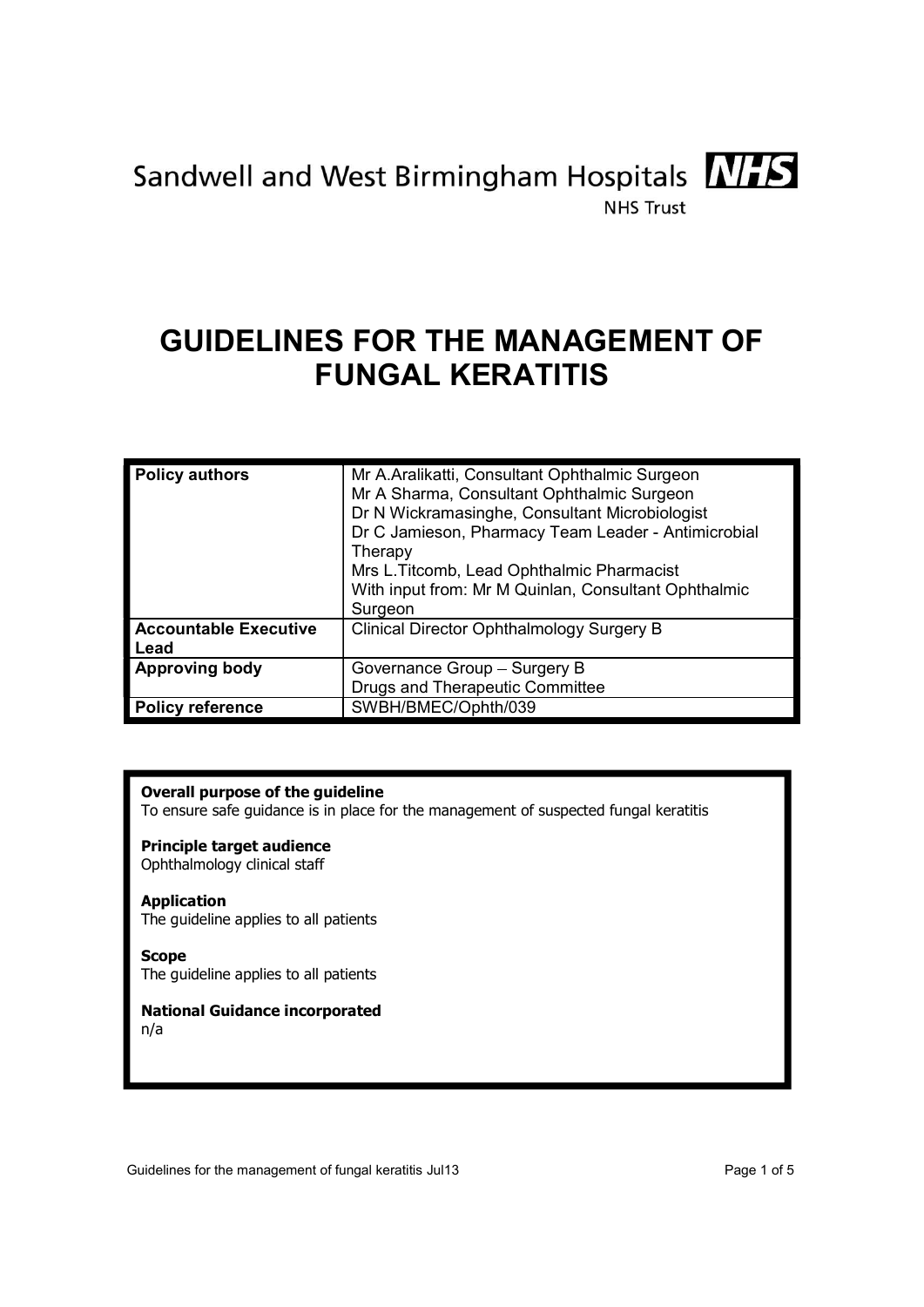Sandwell and West Birmingham Hospitals **NHS**
NHS Trust

# GUIDELINES FOR THE MANAGEMENT OF FUNGAL KERATITIS

| | |
|---|---|
| **Policy authors** | Mr A.Aralikatti, Consultant Ophthalmic Surgeon<br>Mr A Sharma, Consultant Ophthalmic Surgeon<br>Dr N Wickramasinghe, Consultant Microbiologist<br>Dr C Jamieson, Pharmacy Team Leader - Antimicrobial Therapy<br>Mrs L.Titcomb, Lead Ophthalmic Pharmacist<br>With input from: Mr M Quinlan, Consultant Ophthalmic Surgeon |
| **Accountable Executive Lead** | Clinical Director Ophthalmology Surgery B |
| **Approving body** | Governance Group – Surgery B<br>Drugs and Therapeutic Committee |
| **Policy reference** | SWBH/BMEC/Ophth/039 |

**Overall purpose of the guideline**
To ensure safe guidance is in place for the management of suspected fungal keratitis

**Principle target audience**
Ophthalmology clinical staff

**Application**
The guideline applies to all patients

**Scope**
The guideline applies to all patients

**National Guidance incorporated**
n/a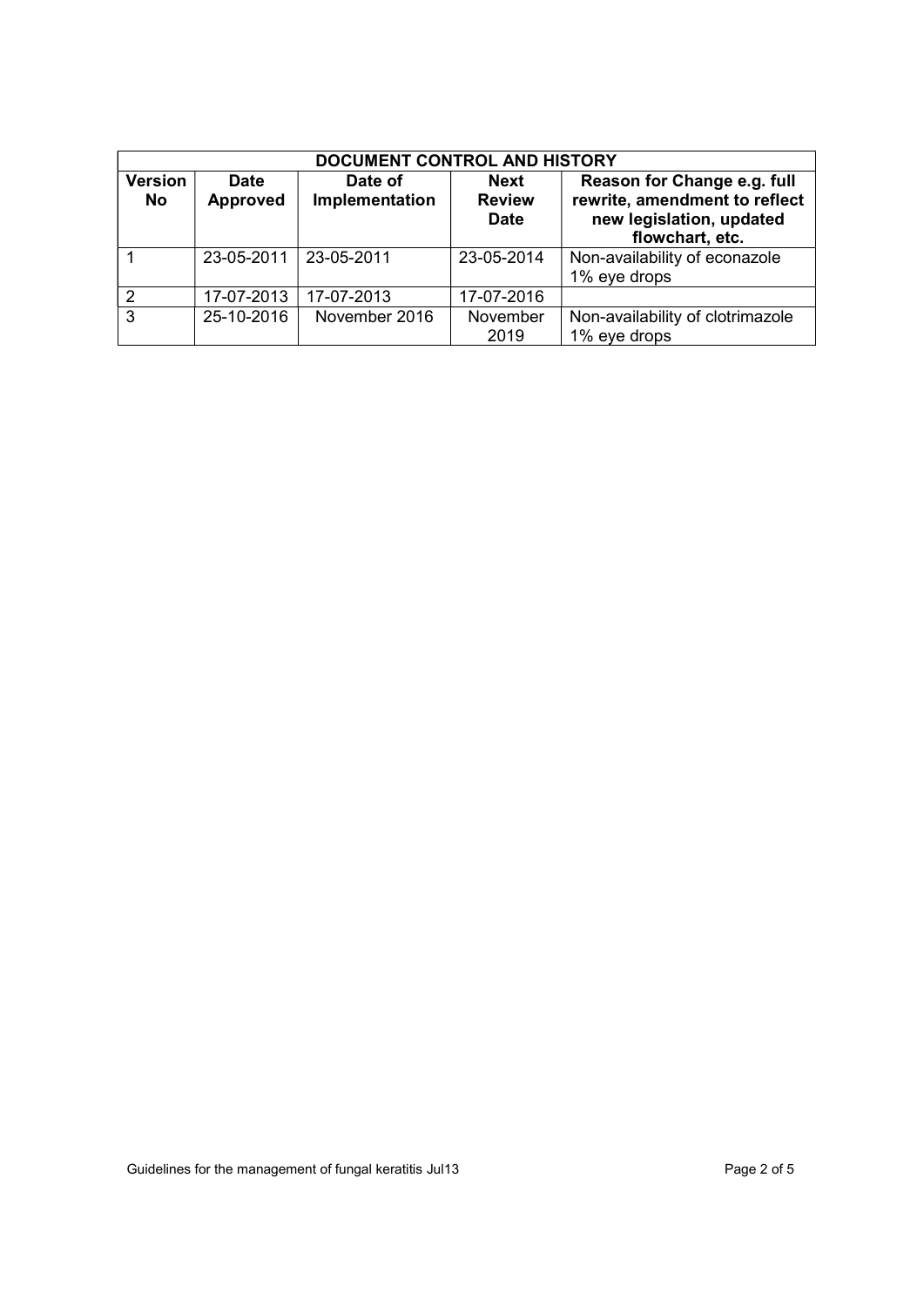| DOCUMENT CONTROL AND HISTORY | | | | |
|---|---|---|---|---|
| **Version No** | **Date Approved** | **Date of Implementation** | **Next Review Date** | **Reason for Change e.g. full rewrite, amendment to reflect new legislation, updated flowchart, etc.** |
| 1 | 23-05-2011 | 23-05-2011 | 23-05-2014 | Non-availability of econazole 1% eye drops |
| 2 | 17-07-2013 | 17-07-2013 | 17-07-2016 | |
| 3 | 25-10-2016 | November 2016 | November 2019 | Non-availability of clotrimazole 1% eye drops |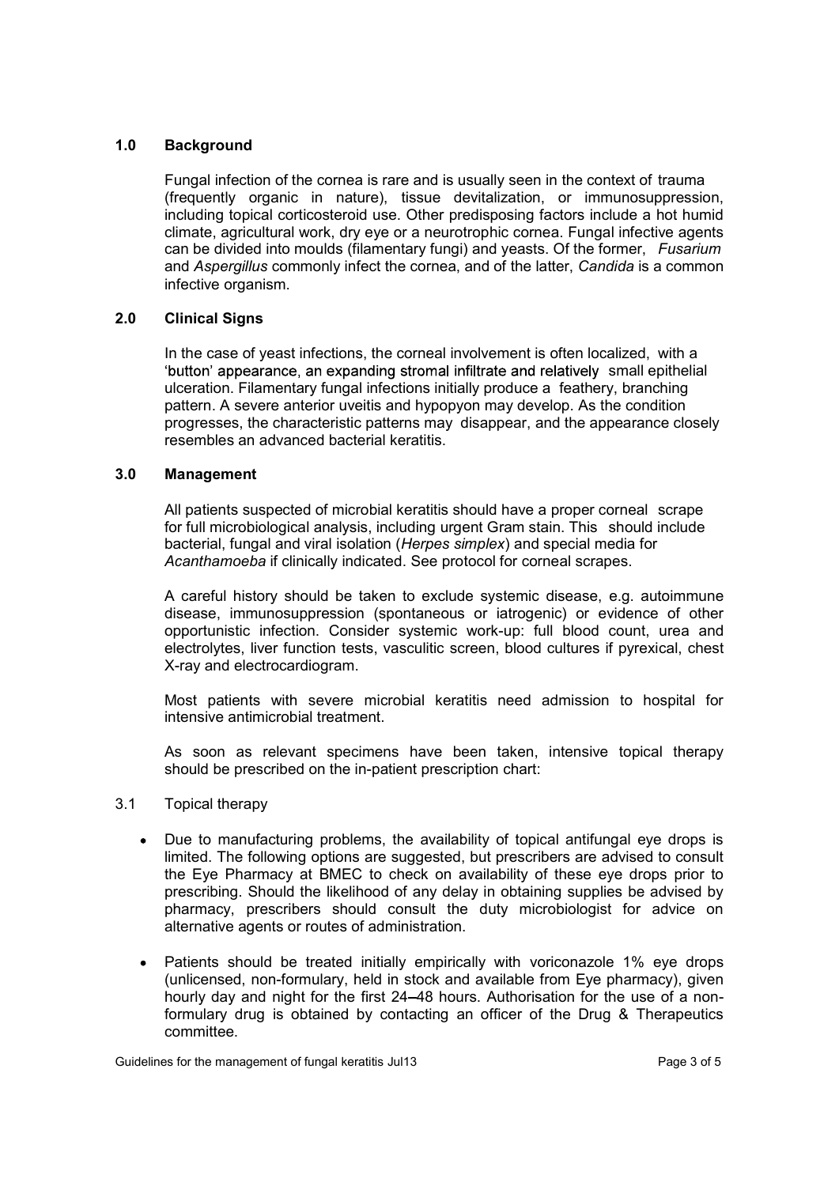## 1.0 Background

Fungal infection of the cornea is rare and is usually seen in the context of trauma (frequently organic in nature), tissue devitalization, or immunosuppression, including topical corticosteroid use. Other predisposing factors include a hot humid climate, agricultural work, dry eye or a neurotrophic cornea. Fungal infective agents can be divided into moulds (filamentary fungi) and yeasts. Of the former, *Fusarium* and *Aspergillus* commonly infect the cornea, and of the latter, *Candida* is a common infective organism.

## 2.0 Clinical Signs

In the case of yeast infections, the corneal involvement is often localized, with a 'button' appearance, an expanding stromal infiltrate and relatively small epithelial ulceration. Filamentary fungal infections initially produce a feathery, branching pattern. A severe anterior uveitis and hypopyon may develop. As the condition progresses, the characteristic patterns may disappear, and the appearance closely resembles an advanced bacterial keratitis.

## 3.0 Management

All patients suspected of microbial keratitis should have a proper corneal scrape for full microbiological analysis, including urgent Gram stain. This should include bacterial, fungal and viral isolation (*Herpes simplex*) and special media for *Acanthamoeba* if clinically indicated. See protocol for corneal scrapes.

A careful history should be taken to exclude systemic disease, e.g. autoimmune disease, immunosuppression (spontaneous or iatrogenic) or evidence of other opportunistic infection. Consider systemic work-up: full blood count, urea and electrolytes, liver function tests, vasculitic screen, blood cultures if pyrexical, chest X-ray and electrocardiogram.

Most patients with severe microbial keratitis need admission to hospital for intensive antimicrobial treatment.

As soon as relevant specimens have been taken, intensive topical therapy should be prescribed on the in-patient prescription chart:

### 3.1 Topical therapy

- Due to manufacturing problems, the availability of topical antifungal eye drops is limited. The following options are suggested, but prescribers are advised to consult the Eye Pharmacy at BMEC to check on availability of these eye drops prior to prescribing. Should the likelihood of any delay in obtaining supplies be advised by pharmacy, prescribers should consult the duty microbiologist for advice on alternative agents or routes of administration.
- Patients should be treated initially empirically with voriconazole 1% eye drops (unlicensed, non-formulary, held in stock and available from Eye pharmacy), given hourly day and night for the first 24–48 hours. Authorisation for the use of a non-formulary drug is obtained by contacting an officer of the Drug & Therapeutics committee.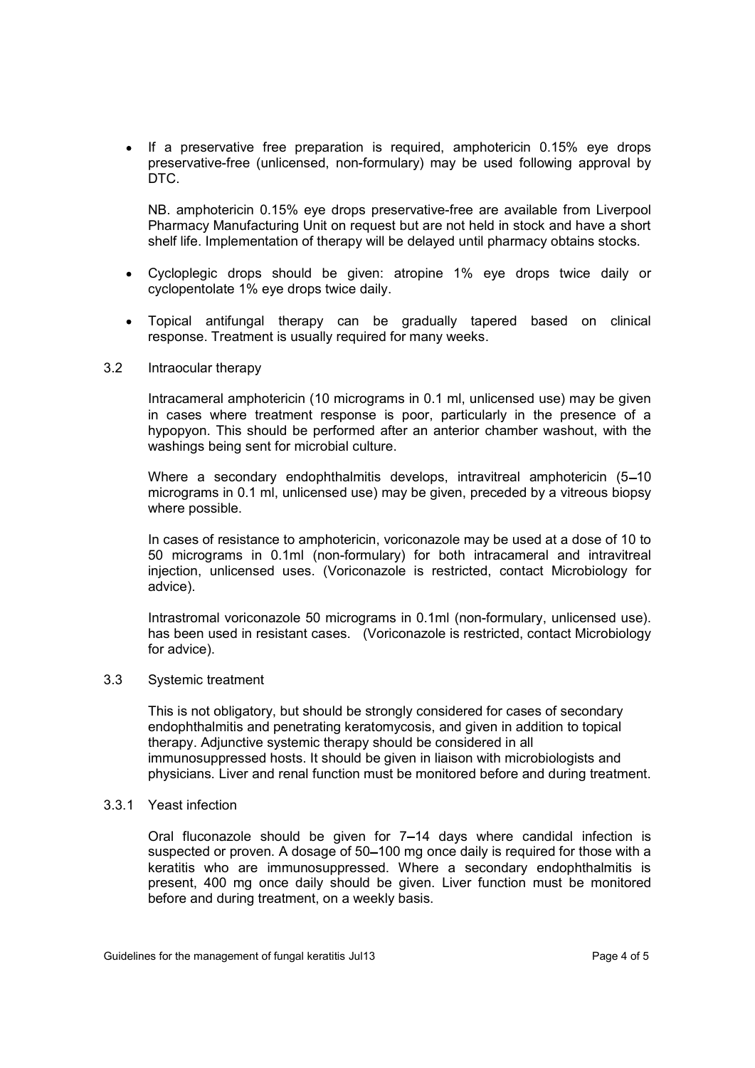- If a preservative free preparation is required, amphotericin 0.15% eye drops preservative-free (unlicensed, non-formulary) may be used following approval by DTC.

  NB. amphotericin 0.15% eye drops preservative-free are available from Liverpool Pharmacy Manufacturing Unit on request but are not held in stock and have a short shelf life. Implementation of therapy will be delayed until pharmacy obtains stocks.

- Cycloplegic drops should be given: atropine 1% eye drops twice daily or cyclopentolate 1% eye drops twice daily.

- Topical antifungal therapy can be gradually tapered based on clinical response. Treatment is usually required for many weeks.

### 3.2 Intraocular therapy

Intracameral amphotericin (10 micrograms in 0.1 ml, unlicensed use) may be given in cases where treatment response is poor, particularly in the presence of a hypopyon. This should be performed after an anterior chamber washout, with the washings being sent for microbial culture.

Where a secondary endophthalmitis develops, intravitreal amphotericin (5–10 micrograms in 0.1 ml, unlicensed use) may be given, preceded by a vitreous biopsy where possible.

In cases of resistance to amphotericin, voriconazole may be used at a dose of 10 to 50 micrograms in 0.1ml (non-formulary) for both intracameral and intravitreal injection, unlicensed uses. (Voriconazole is restricted, contact Microbiology for advice).

Intrastromal voriconazole 50 micrograms in 0.1ml (non-formulary, unlicensed use). has been used in resistant cases. (Voriconazole is restricted, contact Microbiology for advice).

### 3.3 Systemic treatment

This is not obligatory, but should be strongly considered for cases of secondary endophthalmitis and penetrating keratomycosis, and given in addition to topical therapy. Adjunctive systemic therapy should be considered in all immunosuppressed hosts. It should be given in liaison with microbiologists and physicians. Liver and renal function must be monitored before and during treatment.

#### 3.3.1 Yeast infection

Oral fluconazole should be given for 7–14 days where candidal infection is suspected or proven. A dosage of 50–100 mg once daily is required for those with a keratitis who are immunosuppressed. Where a secondary endophthalmitis is present, 400 mg once daily should be given. Liver function must be monitored before and during treatment, on a weekly basis.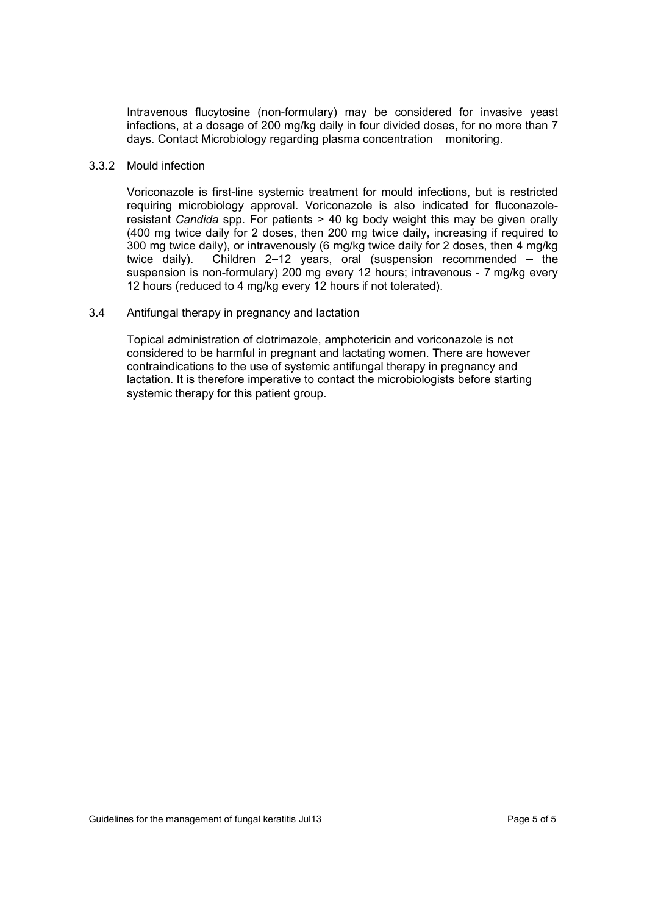Intravenous flucytosine (non-formulary) may be considered for invasive yeast infections, at a dosage of 200 mg/kg daily in four divided doses, for no more than 7 days. Contact Microbiology regarding plasma concentration monitoring.

### 3.3.2 Mould infection

Voriconazole is first-line systemic treatment for mould infections, but is restricted requiring microbiology approval. Voriconazole is also indicated for fluconazole-resistant *Candida* spp. For patients > 40 kg body weight this may be given orally (400 mg twice daily for 2 doses, then 200 mg twice daily, increasing if required to 300 mg twice daily), or intravenously (6 mg/kg twice daily for 2 doses, then 4 mg/kg twice daily). Children 2–12 years, oral (suspension recommended – the suspension is non-formulary) 200 mg every 12 hours; intravenous - 7 mg/kg every 12 hours (reduced to 4 mg/kg every 12 hours if not tolerated).

## 3.4 Antifungal therapy in pregnancy and lactation

Topical administration of clotrimazole, amphotericin and voriconazole is not considered to be harmful in pregnant and lactating women. There are however contraindications to the use of systemic antifungal therapy in pregnancy and lactation. It is therefore imperative to contact the microbiologists before starting systemic therapy for this patient group.